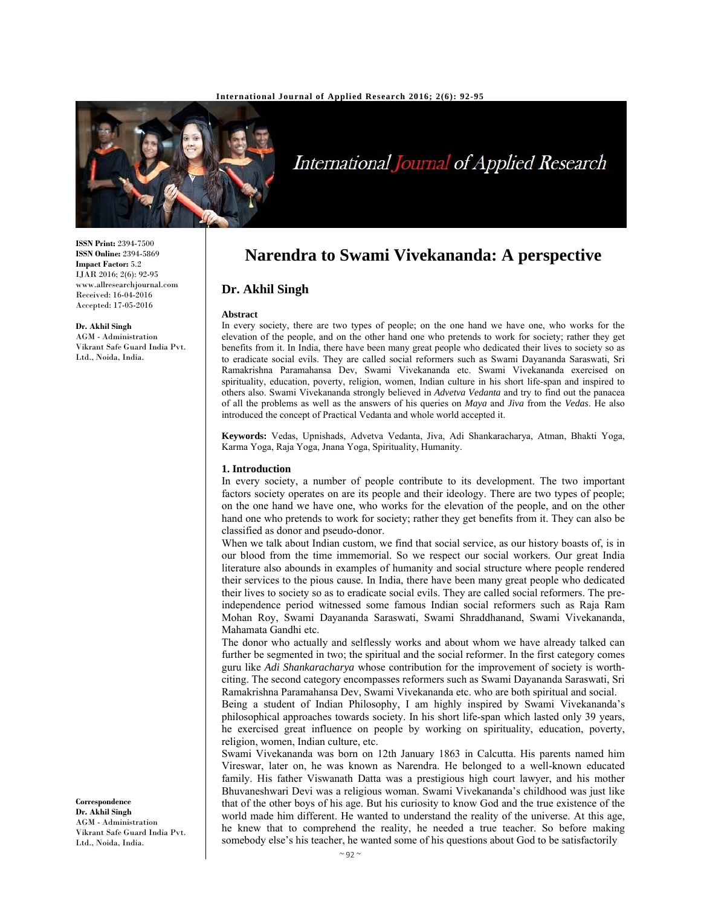**ISSN Print:** 2394-7500
**ISSN Online:** 2394-5869
**Impact Factor:** 5.2
IJAR 2016; 2(6): 92-95
www.allresearchjournal.com
Received: 16-04-2016
Accepted: 17-05-2016

**Dr. Akhil Singh**
AGM - Administration
Vikrant Safe Guard India Pvt. Ltd., Noida, India.

**Correspondence**
**Dr. Akhil Singh**
AGM - Administration
Vikrant Safe Guard India Pvt. Ltd., Noida, India.

# Narendra to Swami Vivekananda: A perspective

## Dr. Akhil Singh

### Abstract

In every society, there are two types of people; on the one hand we have one, who works for the elevation of the people, and on the other hand one who pretends to work for society; rather they get benefits from it. In India, there have been many great people who dedicated their lives to society so as to eradicate social evils. They are called social reformers such as Swami Dayananda Saraswati, Sri Ramakrishna Paramahansa Dev, Swami Vivekananda etc. Swami Vivekananda exercised on spirituality, education, poverty, religion, women, Indian culture in his short life-span and inspired to others also. Swami Vivekananda strongly believed in *Advetva Vedanta* and try to find out the panacea of all the problems as well as the answers of his queries on *Maya* and *Jiva* from the *Vedas*. He also introduced the concept of Practical Vedanta and whole world accepted it.

**Keywords:** Vedas, Upnishads, Advetva Vedanta, Jiva, Adi Shankaracharya, Atman, Bhakti Yoga, Karma Yoga, Raja Yoga, Jnana Yoga, Spirituality, Humanity.

### 1. Introduction

In every society, a number of people contribute to its development. The two important factors society operates on are its people and their ideology. There are two types of people; on the one hand we have one, who works for the elevation of the people, and on the other hand one who pretends to work for society; rather they get benefits from it. They can also be classified as donor and pseudo-donor.

When we talk about Indian custom, we find that social service, as our history boasts of, is in our blood from the time immemorial. So we respect our social workers. Our great India literature also abounds in examples of humanity and social structure where people rendered their services to the pious cause. In India, there have been many great people who dedicated their lives to society so as to eradicate social evils. They are called social reformers. The pre-independence period witnessed some famous Indian social reformers such as Raja Ram Mohan Roy, Swami Dayananda Saraswati, Swami Shraddhanand, Swami Vivekananda, Mahamata Gandhi etc.

The donor who actually and selflessly works and about whom we have already talked can further be segmented in two; the spiritual and the social reformer. In the first category comes guru like *Adi Shankaracharya* whose contribution for the improvement of society is worth-citing. The second category encompasses reformers such as Swami Dayananda Saraswati, Sri Ramakrishna Paramahansa Dev, Swami Vivekananda etc. who are both spiritual and social.

Being a student of Indian Philosophy, I am highly inspired by Swami Vivekananda's philosophical approaches towards society. In his short life-span which lasted only 39 years, he exercised great influence on people by working on spirituality, education, poverty, religion, women, Indian culture, etc.

Swami Vivekananda was born on 12th January 1863 in Calcutta. His parents named him Vireswar, later on, he was known as Narendra. He belonged to a well-known educated family. His father Viswanath Datta was a prestigious high court lawyer, and his mother Bhuvaneshwari Devi was a religious woman. Swami Vivekananda's childhood was just like that of the other boys of his age. But his curiosity to know God and the true existence of the world made him different. He wanted to understand the reality of the universe. At this age, he knew that to comprehend the reality, he needed a true teacher. So before making somebody else's his teacher, he wanted some of his questions about God to be satisfactorily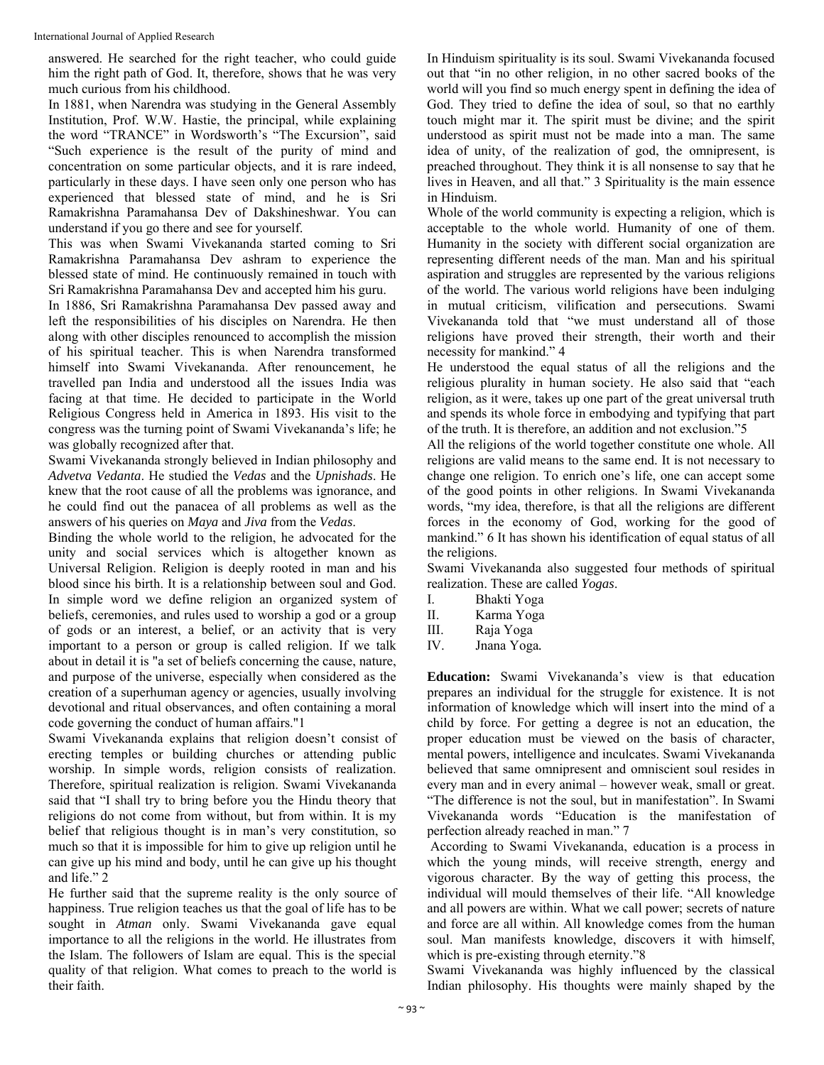answered. He searched for the right teacher, who could guide him the right path of God. It, therefore, shows that he was very much curious from his childhood.

In 1881, when Narendra was studying in the General Assembly Institution, Prof. W.W. Hastie, the principal, while explaining the word "TRANCE" in Wordsworth's "The Excursion", said "Such experience is the result of the purity of mind and concentration on some particular objects, and it is rare indeed, particularly in these days. I have seen only one person who has experienced that blessed state of mind, and he is Sri Ramakrishna Paramahansa Dev of Dakshineshwar. You can understand if you go there and see for yourself.

This was when Swami Vivekananda started coming to Sri Ramakrishna Paramahansa Dev ashram to experience the blessed state of mind. He continuously remained in touch with Sri Ramakrishna Paramahansa Dev and accepted him his guru.

In 1886, Sri Ramakrishna Paramahansa Dev passed away and left the responsibilities of his disciples on Narendra. He then along with other disciples renounced to accomplish the mission of his spiritual teacher. This is when Narendra transformed himself into Swami Vivekananda. After renouncement, he travelled pan India and understood all the issues India was facing at that time. He decided to participate in the World Religious Congress held in America in 1893. His visit to the congress was the turning point of Swami Vivekananda's life; he was globally recognized after that.

Swami Vivekananda strongly believed in Indian philosophy and *Advetva Vedanta*. He studied the *Vedas* and the *Upnishads*. He knew that the root cause of all the problems was ignorance, and he could find out the panacea of all problems as well as the answers of his queries on *Maya* and *Jiva* from the *Vedas*.

Binding the whole world to the religion, he advocated for the unity and social services which is altogether known as Universal Religion. Religion is deeply rooted in man and his blood since his birth. It is a relationship between soul and God. In simple word we define religion an organized system of beliefs, ceremonies, and rules used to worship a god or a group of gods or an interest, a belief, or an activity that is very important to a person or group is called religion. If we talk about in detail it is "a set of beliefs concerning the cause, nature, and purpose of the universe, especially when considered as the creation of a superhuman agency or agencies, usually involving devotional and ritual observances, and often containing a moral code governing the conduct of human affairs."1

Swami Vivekananda explains that religion doesn't consist of erecting temples or building churches or attending public worship. In simple words, religion consists of realization. Therefore, spiritual realization is religion. Swami Vivekananda said that "I shall try to bring before you the Hindu theory that religions do not come from without, but from within. It is my belief that religious thought is in man's very constitution, so much so that it is impossible for him to give up religion until he can give up his mind and body, until he can give up his thought and life." 2

He further said that the supreme reality is the only source of happiness. True religion teaches us that the goal of life has to be sought in *Atman* only. Swami Vivekananda gave equal importance to all the religions in the world. He illustrates from the Islam. The followers of Islam are equal. This is the special quality of that religion. What comes to preach to the world is their faith.

In Hinduism spirituality is its soul. Swami Vivekananda focused out that "in no other religion, in no other sacred books of the world will you find so much energy spent in defining the idea of God. They tried to define the idea of soul, so that no earthly touch might mar it. The spirit must be divine; and the spirit understood as spirit must not be made into a man. The same idea of unity, of the realization of god, the omnipresent, is preached throughout. They think it is all nonsense to say that he lives in Heaven, and all that." 3 Spirituality is the main essence in Hinduism.

Whole of the world community is expecting a religion, which is acceptable to the whole world. Humanity of one of them. Humanity in the society with different social organization are representing different needs of the man. Man and his spiritual aspiration and struggles are represented by the various religions of the world. The various world religions have been indulging in mutual criticism, vilification and persecutions. Swami Vivekananda told that "we must understand all of those religions have proved their strength, their worth and their necessity for mankind." 4

He understood the equal status of all the religions and the religious plurality in human society. He also said that "each religion, as it were, takes up one part of the great universal truth and spends its whole force in embodying and typifying that part of the truth. It is therefore, an addition and not exclusion."5

All the religions of the world together constitute one whole. All religions are valid means to the same end. It is not necessary to change one religion. To enrich one's life, one can accept some of the good points in other religions. In Swami Vivekananda words, "my idea, therefore, is that all the religions are different forces in the economy of God, working for the good of mankind." 6 It has shown his identification of equal status of all the religions.

Swami Vivekananda also suggested four methods of spiritual realization. These are called *Yogas*.

I. Bhakti Yoga
II. Karma Yoga
III. Raja Yoga
IV. Jnana Yoga.

**Education:** Swami Vivekananda's view is that education prepares an individual for the struggle for existence. It is not information of knowledge which will insert into the mind of a child by force. For getting a degree is not an education, the proper education must be viewed on the basis of character, mental powers, intelligence and inculcates. Swami Vivekananda believed that same omnipresent and omniscient soul resides in every man and in every animal – however weak, small or great. "The difference is not the soul, but in manifestation". In Swami Vivekananda words "Education is the manifestation of perfection already reached in man." 7

According to Swami Vivekananda, education is a process in which the young minds, will receive strength, energy and vigorous character. By the way of getting this process, the individual will mould themselves of their life. "All knowledge and all powers are within. What we call power; secrets of nature and force are all within. All knowledge comes from the human soul. Man manifests knowledge, discovers it with himself, which is pre-existing through eternity."8

Swami Vivekananda was highly influenced by the classical Indian philosophy. His thoughts were mainly shaped by the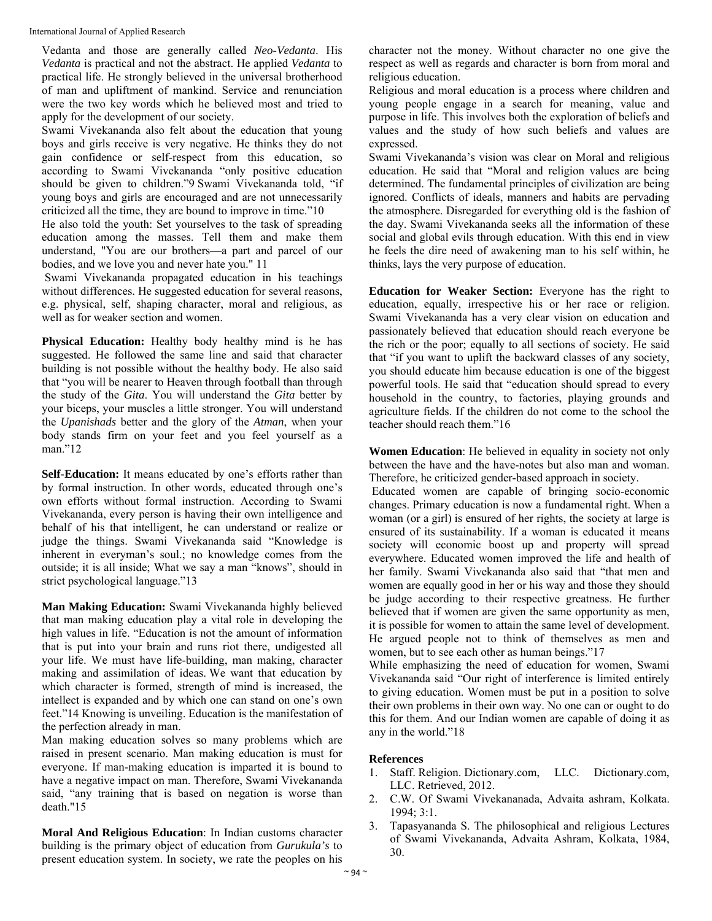Vedanta and those are generally called *Neo-Vedanta*. His *Vedanta* is practical and not the abstract. He applied *Vedanta* to practical life. He strongly believed in the universal brotherhood of man and upliftment of mankind. Service and renunciation were the two key words which he believed most and tried to apply for the development of our society.

Swami Vivekananda also felt about the education that young boys and girls receive is very negative. He thinks they do not gain confidence or self-respect from this education, so according to Swami Vivekananda "only positive education should be given to children."9 Swami Vivekananda told, "if young boys and girls are encouraged and are not unnecessarily criticized all the time, they are bound to improve in time."10

He also told the youth: Set yourselves to the task of spreading education among the masses. Tell them and make them understand, "You are our brothers—a part and parcel of our bodies, and we love you and never hate you." 11

Swami Vivekananda propagated education in his teachings without differences. He suggested education for several reasons, e.g. physical, self, shaping character, moral and religious, as well as for weaker section and women.

**Physical Education:** Healthy body healthy mind is he has suggested. He followed the same line and said that character building is not possible without the healthy body. He also said that "you will be nearer to Heaven through football than through the study of the *Gita*. You will understand the *Gita* better by your biceps, your muscles a little stronger. You will understand the *Upanishads* better and the glory of the *Atman*, when your body stands firm on your feet and you feel yourself as a man."12

**Self-Education:** It means educated by one's efforts rather than by formal instruction. In other words, educated through one's own efforts without formal instruction. According to Swami Vivekananda, every person is having their own intelligence and behalf of his that intelligent, he can understand or realize or judge the things. Swami Vivekananda said "Knowledge is inherent in everyman's soul.; no knowledge comes from the outside; it is all inside; What we say a man "knows", should in strict psychological language."13

**Man Making Education:** Swami Vivekananda highly believed that man making education play a vital role in developing the high values in life. "Education is not the amount of information that is put into your brain and runs riot there, undigested all your life. We must have life-building, man making, character making and assimilation of ideas. We want that education by which character is formed, strength of mind is increased, the intellect is expanded and by which one can stand on one's own feet."14 Knowing is unveiling. Education is the manifestation of the perfection already in man.

Man making education solves so many problems which are raised in present scenario. Man making education is must for everyone. If man-making education is imparted it is bound to have a negative impact on man. Therefore, Swami Vivekananda said, "any training that is based on negation is worse than death."15

**Moral And Religious Education**: In Indian customs character building is the primary object of education from *Gurukula's* to present education system. In society, we rate the peoples on his character not the money. Without character no one give the respect as well as regards and character is born from moral and religious education.

Religious and moral education is a process where children and young people engage in a search for meaning, value and purpose in life. This involves both the exploration of beliefs and values and the study of how such beliefs and values are expressed.

Swami Vivekananda's vision was clear on Moral and religious education. He said that "Moral and religion values are being determined. The fundamental principles of civilization are being ignored. Conflicts of ideals, manners and habits are pervading the atmosphere. Disregarded for everything old is the fashion of the day. Swami Vivekananda seeks all the information of these social and global evils through education. With this end in view he feels the dire need of awakening man to his self within, he thinks, lays the very purpose of education.

**Education for Weaker Section:** Everyone has the right to education, equally, irrespective his or her race or religion. Swami Vivekananda has a very clear vision on education and passionately believed that education should reach everyone be the rich or the poor; equally to all sections of society. He said that "if you want to uplift the backward classes of any society, you should educate him because education is one of the biggest powerful tools. He said that "education should spread to every household in the country, to factories, playing grounds and agriculture fields. If the children do not come to the school the teacher should reach them."16

**Women Education**: He believed in equality in society not only between the have and the have-notes but also man and woman. Therefore, he criticized gender-based approach in society.

Educated women are capable of bringing socio-economic changes. Primary education is now a fundamental right. When a woman (or a girl) is ensured of her rights, the society at large is ensured of its sustainability. If a woman is educated it means society will economic boost up and property will spread everywhere. Educated women improved the life and health of her family. Swami Vivekananda also said that "that men and women are equally good in her or his way and those they should be judge according to their respective greatness. He further believed that if women are given the same opportunity as men, it is possible for women to attain the same level of development. He argued people not to think of themselves as men and women, but to see each other as human beings."17

While emphasizing the need of education for women, Swami Vivekananda said "Our right of interference is limited entirely to giving education. Women must be put in a position to solve their own problems in their own way. No one can or ought to do this for them. And our Indian women are capable of doing it as any in the world."18

## References

1. Staff. Religion. Dictionary.com, LLC. Dictionary.com, LLC. Retrieved, 2012.
2. C.W. Of Swami Vivekananada, Advaita ashram, Kolkata. 1994; 3:1.
3. Tapasyananda S. The philosophical and religious Lectures of Swami Vivekananda, Advaita Ashram, Kolkata, 1984, 30.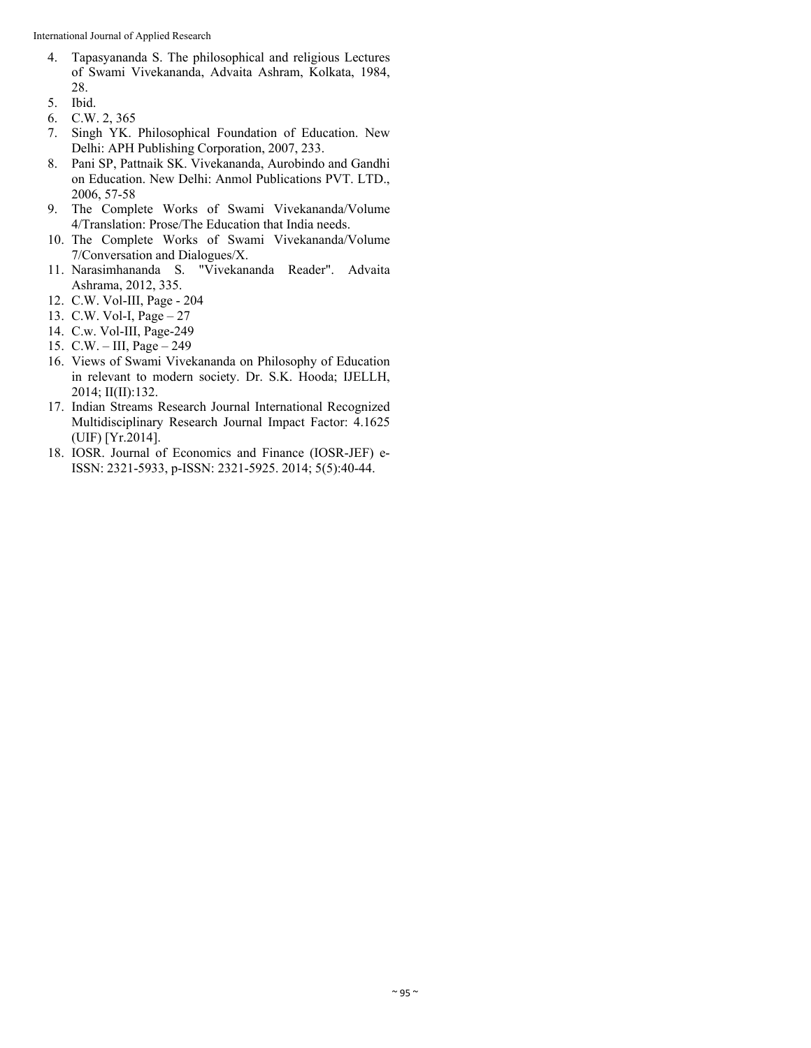4. Tapasyananda S. The philosophical and religious Lectures of Swami Vivekananda, Advaita Ashram, Kolkata, 1984, 28.
5. Ibid.
6. C.W. 2, 365
7. Singh YK. Philosophical Foundation of Education. New Delhi: APH Publishing Corporation, 2007, 233.
8. Pani SP, Pattnaik SK. Vivekananda, Aurobindo and Gandhi on Education. New Delhi: Anmol Publications PVT. LTD., 2006, 57-58
9. The Complete Works of Swami Vivekananda/Volume 4/Translation: Prose/The Education that India needs.
10. The Complete Works of Swami Vivekananda/Volume 7/Conversation and Dialogues/X.
11. Narasimhananda S. "Vivekananda Reader". Advaita Ashrama, 2012, 335.
12. C.W. Vol-III, Page - 204
13. C.W. Vol-I, Page – 27
14. C.w. Vol-III, Page-249
15. C.W. – III, Page – 249
16. Views of Swami Vivekananda on Philosophy of Education in relevant to modern society. Dr. S.K. Hooda; IJELLH, 2014; II(II):132.
17. Indian Streams Research Journal International Recognized Multidisciplinary Research Journal Impact Factor: 4.1625 (UIF) [Yr.2014].
18. IOSR. Journal of Economics and Finance (IOSR-JEF) e-ISSN: 2321-5933, p-ISSN: 2321-5925. 2014; 5(5):40-44.